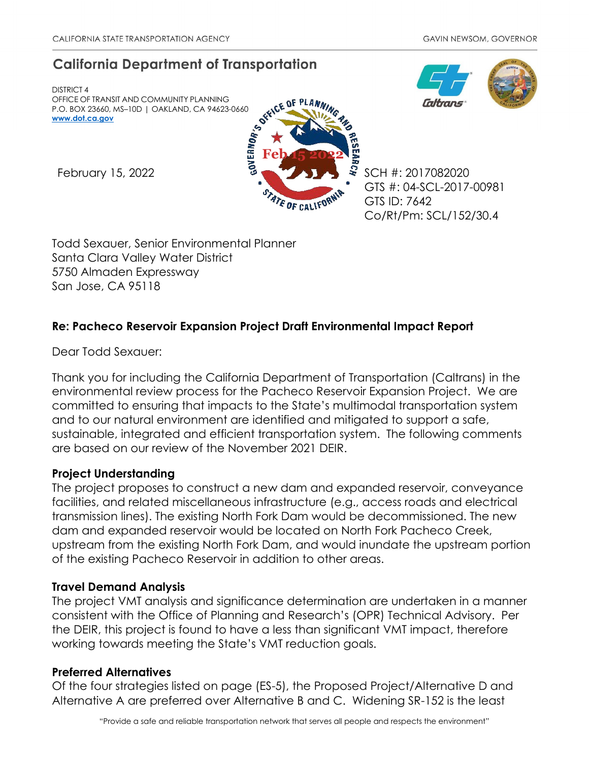CALIFORNIA STATE TRANSPORTATION AGENCY GAVIN NEWSOM, GOVERNOR

# California Department of Transportation

DISTRICT 4
OFFICE OF TRANSIT AND COMMUNITY PLANNING
P.O. BOX 23660, MS–10D | OAKLAND, CA 94623-0660
www.dot.ca.gov

Feb 15 2022

February 15, 2022

SCH #: 2017082020
GTS #: 04-SCL-2017-00981
GTS ID: 7642
Co/Rt/Pm: SCL/152/30.4

Todd Sexauer, Senior Environmental Planner
Santa Clara Valley Water District
5750 Almaden Expressway
San Jose, CA 95118

**Re: Pacheco Reservoir Expansion Project Draft Environmental Impact Report**

Dear Todd Sexauer:

Thank you for including the California Department of Transportation (Caltrans) in the environmental review process for the Pacheco Reservoir Expansion Project. We are committed to ensuring that impacts to the State's multimodal transportation system and to our natural environment are identified and mitigated to support a safe, sustainable, integrated and efficient transportation system. The following comments are based on our review of the November 2021 DEIR.

**Project Understanding**

The project proposes to construct a new dam and expanded reservoir, conveyance facilities, and related miscellaneous infrastructure (e.g., access roads and electrical transmission lines). The existing North Fork Dam would be decommissioned. The new dam and expanded reservoir would be located on North Fork Pacheco Creek, upstream from the existing North Fork Dam, and would inundate the upstream portion of the existing Pacheco Reservoir in addition to other areas.

**Travel Demand Analysis**

The project VMT analysis and significance determination are undertaken in a manner consistent with the Office of Planning and Research's (OPR) Technical Advisory. Per the DEIR, this project is found to have a less than significant VMT impact, therefore working towards meeting the State's VMT reduction goals.

**Preferred Alternatives**

Of the four strategies listed on page (ES-5), the Proposed Project/Alternative D and Alternative A are preferred over Alternative B and C. Widening SR-152 is the least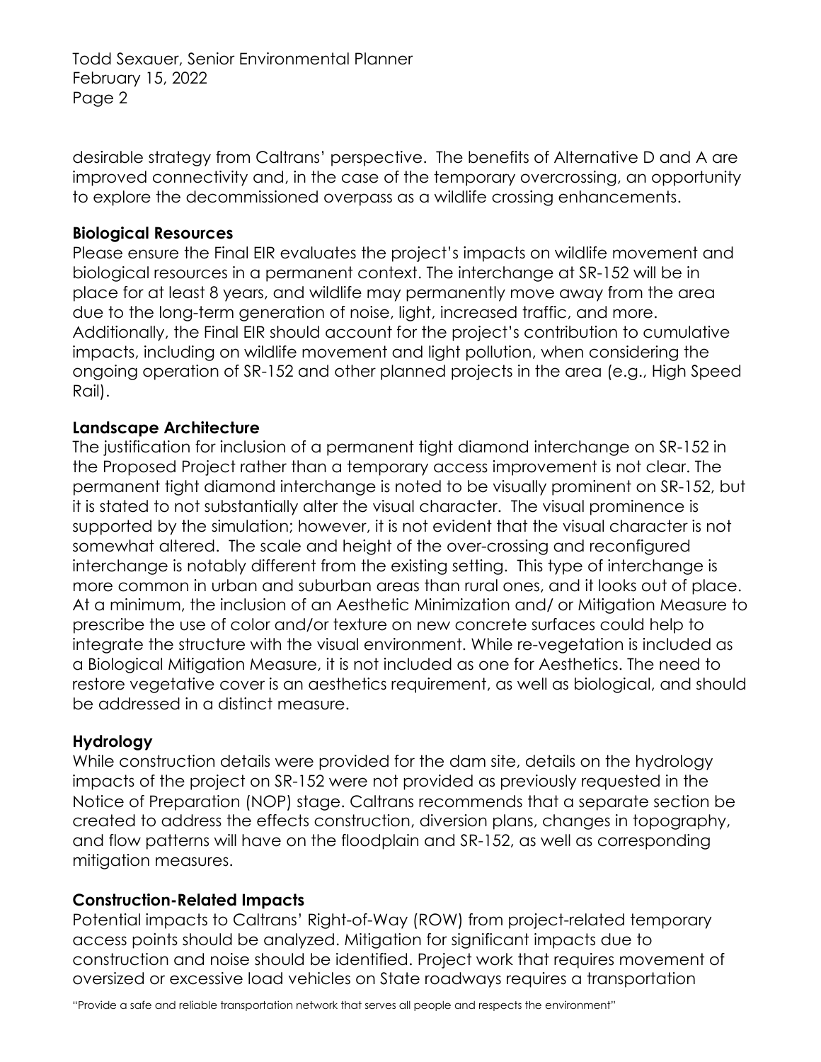desirable strategy from Caltrans' perspective. The benefits of Alternative D and A are improved connectivity and, in the case of the temporary overcrossing, an opportunity to explore the decommissioned overpass as a wildlife crossing enhancements.

**Biological Resources**

Please ensure the Final EIR evaluates the project's impacts on wildlife movement and biological resources in a permanent context. The interchange at SR-152 will be in place for at least 8 years, and wildlife may permanently move away from the area due to the long-term generation of noise, light, increased traffic, and more. Additionally, the Final EIR should account for the project's contribution to cumulative impacts, including on wildlife movement and light pollution, when considering the ongoing operation of SR-152 and other planned projects in the area (e.g., High Speed Rail).

**Landscape Architecture**

The justification for inclusion of a permanent tight diamond interchange on SR-152 in the Proposed Project rather than a temporary access improvement is not clear. The permanent tight diamond interchange is noted to be visually prominent on SR-152, but it is stated to not substantially alter the visual character. The visual prominence is supported by the simulation; however, it is not evident that the visual character is not somewhat altered. The scale and height of the over-crossing and reconfigured interchange is notably different from the existing setting. This type of interchange is more common in urban and suburban areas than rural ones, and it looks out of place. At a minimum, the inclusion of an Aesthetic Minimization and/ or Mitigation Measure to prescribe the use of color and/or texture on new concrete surfaces could help to integrate the structure with the visual environment. While re-vegetation is included as a Biological Mitigation Measure, it is not included as one for Aesthetics. The need to restore vegetative cover is an aesthetics requirement, as well as biological, and should be addressed in a distinct measure.

**Hydrology**

While construction details were provided for the dam site, details on the hydrology impacts of the project on SR-152 were not provided as previously requested in the Notice of Preparation (NOP) stage. Caltrans recommends that a separate section be created to address the effects construction, diversion plans, changes in topography, and flow patterns will have on the floodplain and SR-152, as well as corresponding mitigation measures.

**Construction-Related Impacts**

Potential impacts to Caltrans' Right-of-Way (ROW) from project-related temporary access points should be analyzed. Mitigation for significant impacts due to construction and noise should be identified. Project work that requires movement of oversized or excessive load vehicles on State roadways requires a transportation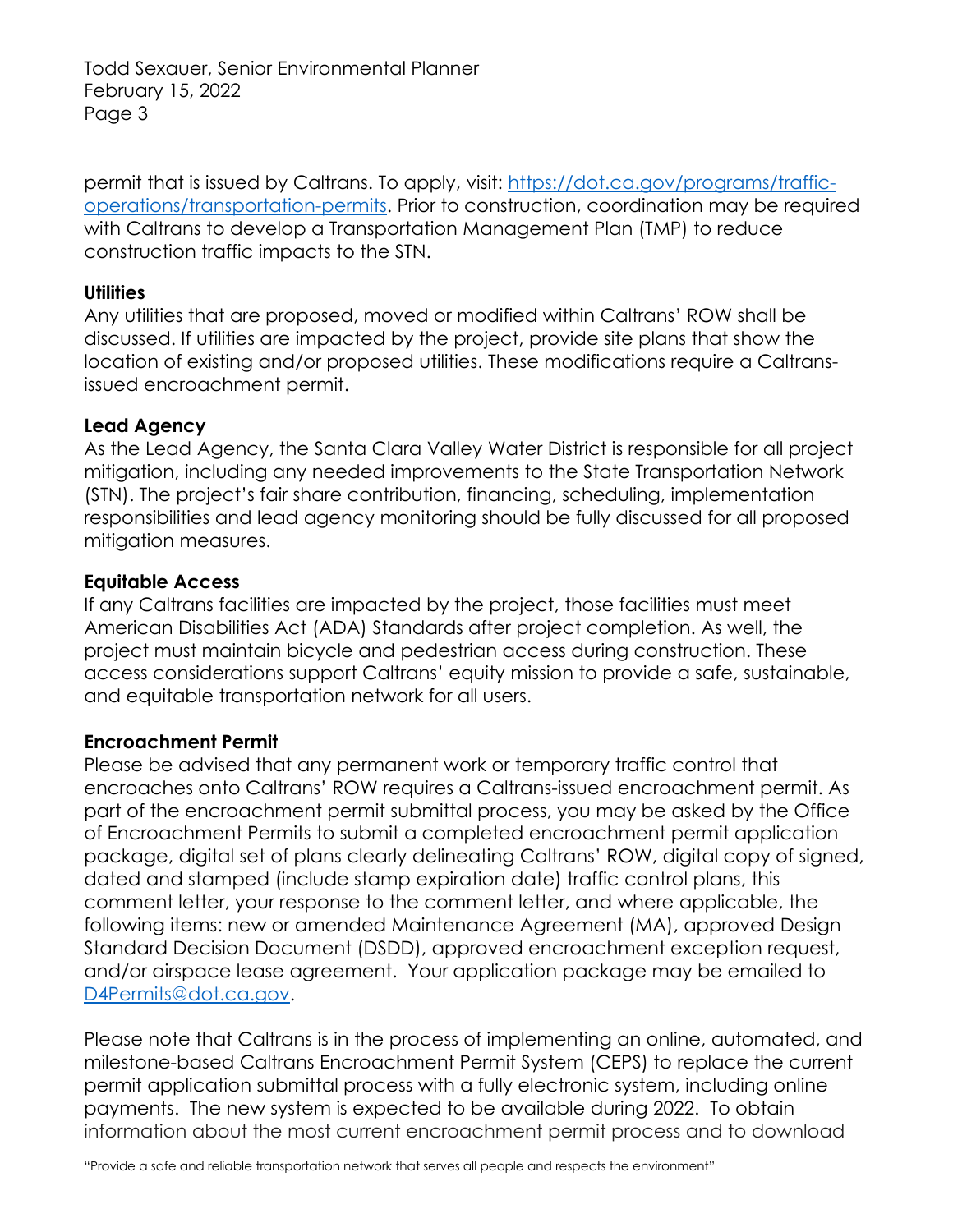permit that is issued by Caltrans. To apply, visit: [https://dot.ca.gov/programs/traffic-operations/transportation-permits](https://dot.ca.gov/programs/traffic-operations/transportation-permits). Prior to construction, coordination may be required with Caltrans to develop a Transportation Management Plan (TMP) to reduce construction traffic impacts to the STN.

**Utilities**

Any utilities that are proposed, moved or modified within Caltrans' ROW shall be discussed. If utilities are impacted by the project, provide site plans that show the location of existing and/or proposed utilities. These modifications require a Caltrans-issued encroachment permit.

**Lead Agency**

As the Lead Agency, the Santa Clara Valley Water District is responsible for all project mitigation, including any needed improvements to the State Transportation Network (STN). The project's fair share contribution, financing, scheduling, implementation responsibilities and lead agency monitoring should be fully discussed for all proposed mitigation measures.

**Equitable Access**

If any Caltrans facilities are impacted by the project, those facilities must meet American Disabilities Act (ADA) Standards after project completion. As well, the project must maintain bicycle and pedestrian access during construction. These access considerations support Caltrans' equity mission to provide a safe, sustainable, and equitable transportation network for all users.

**Encroachment Permit**

Please be advised that any permanent work or temporary traffic control that encroaches onto Caltrans' ROW requires a Caltrans-issued encroachment permit. As part of the encroachment permit submittal process, you may be asked by the Office of Encroachment Permits to submit a completed encroachment permit application package, digital set of plans clearly delineating Caltrans' ROW, digital copy of signed, dated and stamped (include stamp expiration date) traffic control plans, this comment letter, your response to the comment letter, and where applicable, the following items: new or amended Maintenance Agreement (MA), approved Design Standard Decision Document (DSDD), approved encroachment exception request, and/or airspace lease agreement. Your application package may be emailed to [D4Permits@dot.ca.gov](mailto:D4Permits@dot.ca.gov).

Please note that Caltrans is in the process of implementing an online, automated, and milestone-based Caltrans Encroachment Permit System (CEPS) to replace the current permit application submittal process with a fully electronic system, including online payments. The new system is expected to be available during 2022. To obtain information about the most current encroachment permit process and to download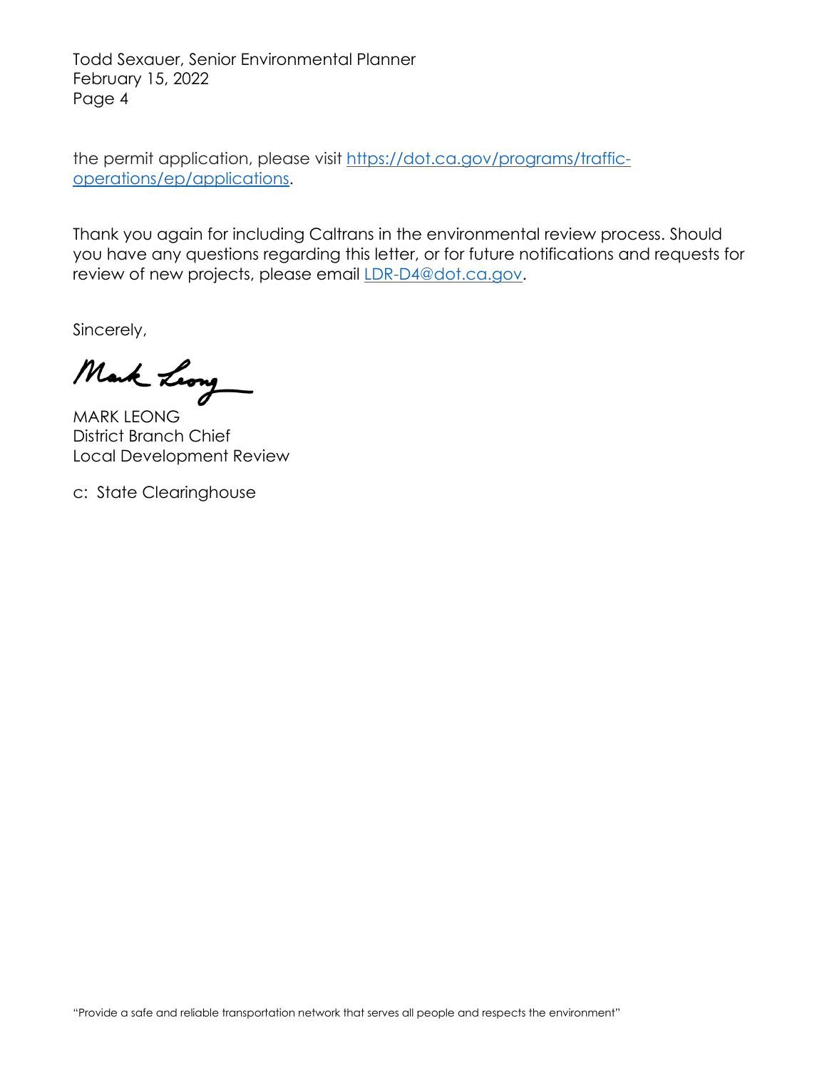the permit application, please visit [https://dot.ca.gov/programs/traffic-operations/ep/applications](https://dot.ca.gov/programs/traffic-operations/ep/applications).

Thank you again for including Caltrans in the environmental review process. Should you have any questions regarding this letter, or for future notifications and requests for review of new projects, please email [LDR-D4@dot.ca.gov](mailto:LDR-D4@dot.ca.gov).

Sincerely,

MARK LEONG
District Branch Chief
Local Development Review

c: State Clearinghouse